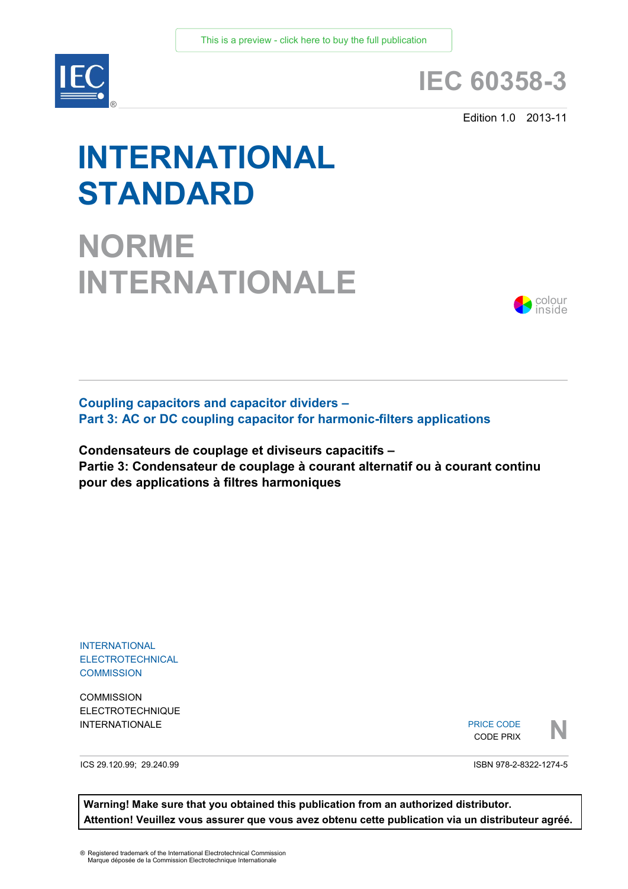This is a preview - click here to buy the full publication

# IEC 60358-3

Edition 1.0 2013-11

# INTERNATIONAL STANDARD

# NORME INTERNATIONALE

colour inside

## Coupling capacitors and capacitor dividers – Part 3: AC or DC coupling capacitor for harmonic-filters applications

## Condensateurs de couplage et diviseurs capacitifs – Partie 3: Condensateur de couplage à courant alternatif ou à courant continu pour des applications à filtres harmoniques

INTERNATIONAL ELECTROTECHNICAL COMMISSION

COMMISSION ELECTROTECHNIQUE INTERNATIONALE

PRICE CODE
CODE PRIX **N**

ICS 29.120.99; 29.240.99

ISBN 978-2-8322-1274-5

**Warning! Make sure that you obtained this publication from an authorized distributor.**
**Attention! Veuillez vous assurer que vous avez obtenu cette publication via un distributeur agréé.**

® Registered trademark of the International Electrotechnical Commission
Marque déposée de la Commission Electrotechnique Internationale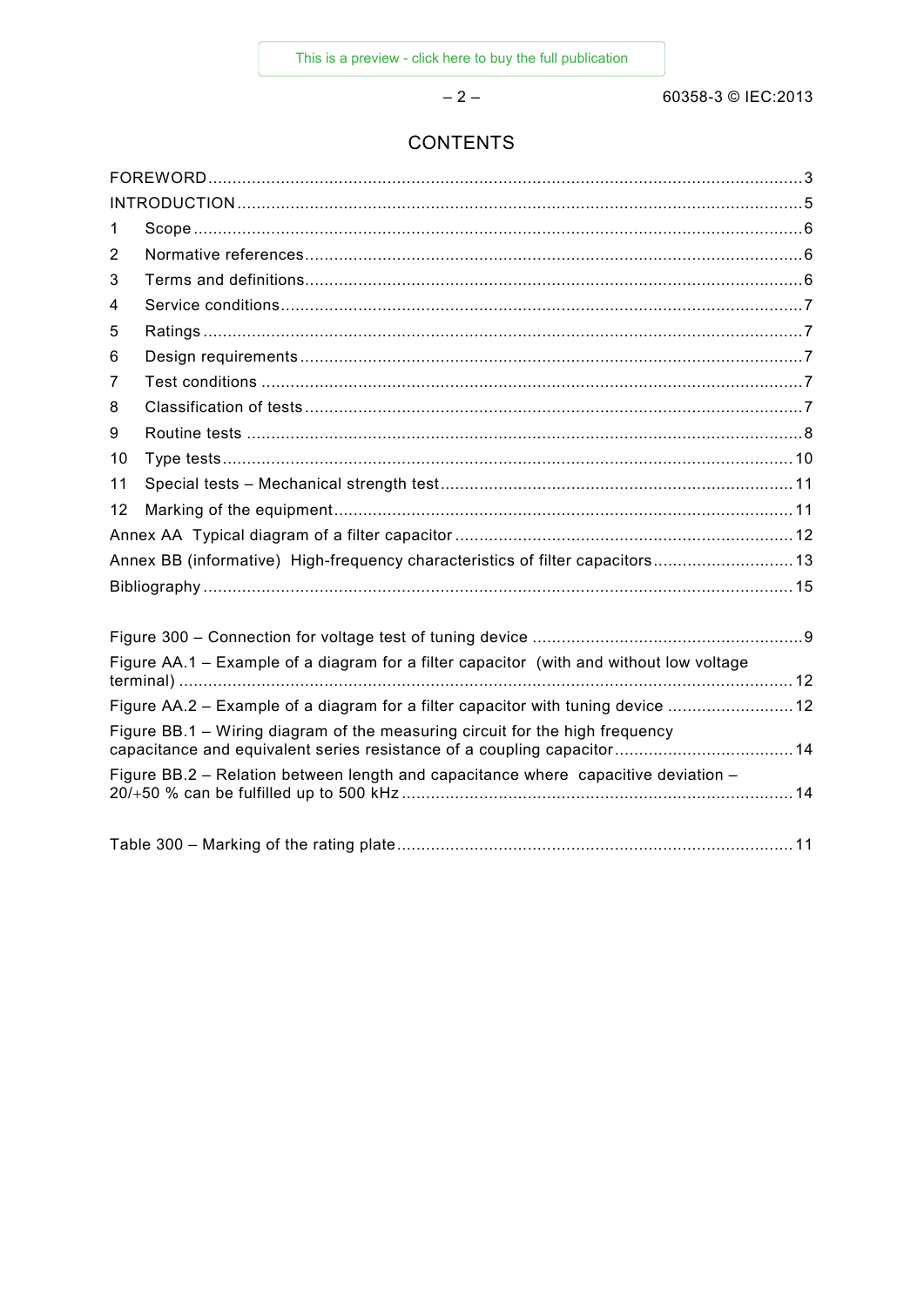# CONTENTS

FOREWORD .......... 3
INTRODUCTION .......... 5
1 Scope .......... 6
2 Normative references .......... 6
3 Terms and definitions .......... 6
4 Service conditions .......... 7
5 Ratings .......... 7
6 Design requirements .......... 7
7 Test conditions .......... 7
8 Classification of tests .......... 7
9 Routine tests .......... 8
10 Type tests .......... 10
11 Special tests – Mechanical strength test .......... 11
12 Marking of the equipment .......... 11
Annex AA Typical diagram of a filter capacitor .......... 12
Annex BB (informative) High-frequency characteristics of filter capacitors .......... 13
Bibliography .......... 15

Figure 300 – Connection for voltage test of tuning device .......... 9
Figure AA.1 – Example of a diagram for a filter capacitor (with and without low voltage terminal) .......... 12
Figure AA.2 – Example of a diagram for a filter capacitor with tuning device .......... 12
Figure BB.1 – Wiring diagram of the measuring circuit for the high frequency capacitance and equivalent series resistance of a coupling capacitor .......... 14
Figure BB.2 – Relation between length and capacitance where capacitive deviation – 20/+50 % can be fulfilled up to 500 kHz .......... 14

Table 300 – Marking of the rating plate .......... 11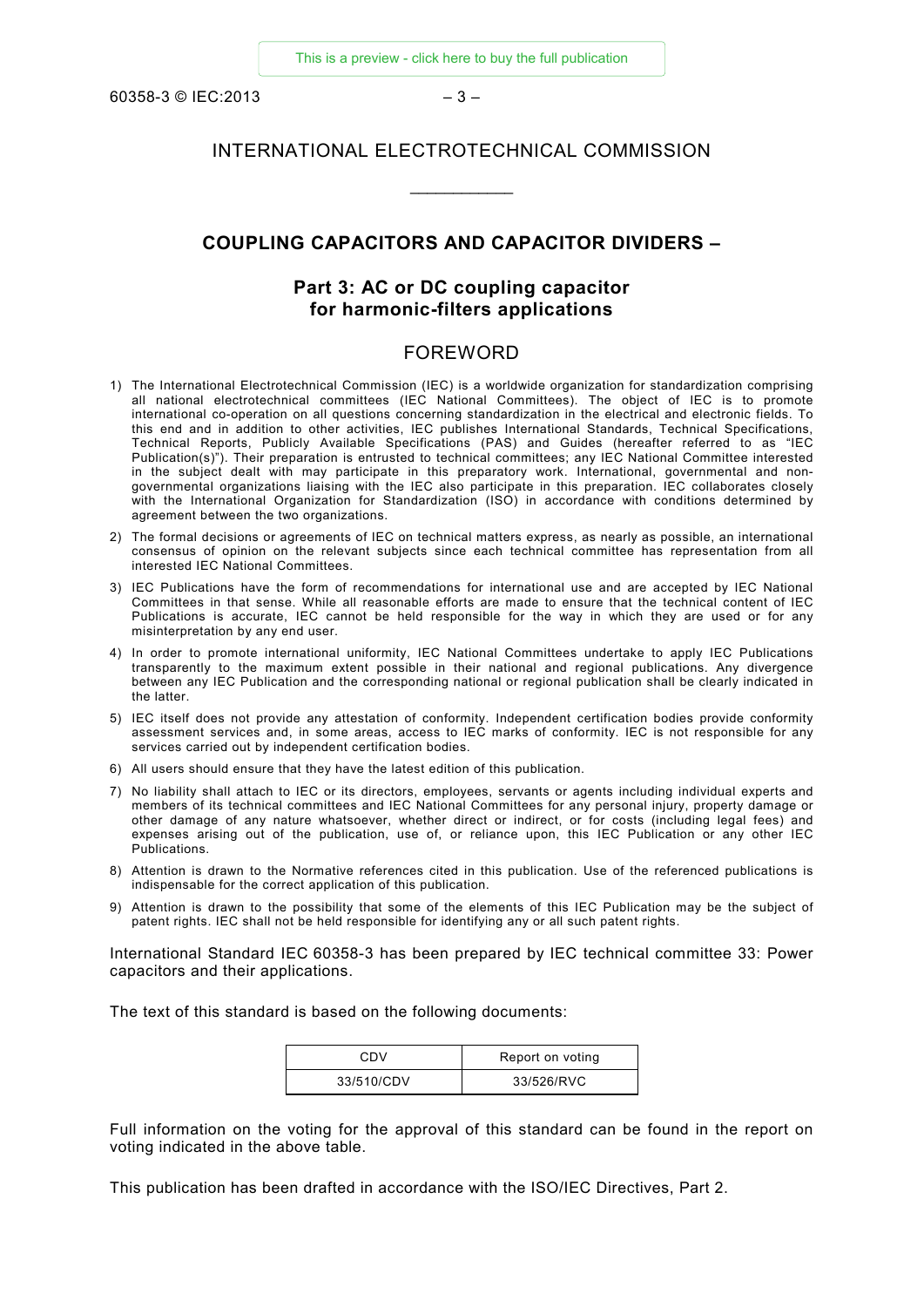# INTERNATIONAL ELECTROTECHNICAL COMMISSION

___________

## COUPLING CAPACITORS AND CAPACITOR DIVIDERS –

### Part 3: AC or DC coupling capacitor for harmonic-filters applications

## FOREWORD

1) The International Electrotechnical Commission (IEC) is a worldwide organization for standardization comprising all national electrotechnical committees (IEC National Committees). The object of IEC is to promote international co-operation on all questions concerning standardization in the electrical and electronic fields. To this end and in addition to other activities, IEC publishes International Standards, Technical Specifications, Technical Reports, Publicly Available Specifications (PAS) and Guides (hereafter referred to as "IEC Publication(s)"). Their preparation is entrusted to technical committees; any IEC National Committee interested in the subject dealt with may participate in this preparatory work. International, governmental and non-governmental organizations liaising with the IEC also participate in this preparation. IEC collaborates closely with the International Organization for Standardization (ISO) in accordance with conditions determined by agreement between the two organizations.

2) The formal decisions or agreements of IEC on technical matters express, as nearly as possible, an international consensus of opinion on the relevant subjects since each technical committee has representation from all interested IEC National Committees.

3) IEC Publications have the form of recommendations for international use and are accepted by IEC National Committees in that sense. While all reasonable efforts are made to ensure that the technical content of IEC Publications is accurate, IEC cannot be held responsible for the way in which they are used or for any misinterpretation by any end user.

4) In order to promote international uniformity, IEC National Committees undertake to apply IEC Publications transparently to the maximum extent possible in their national and regional publications. Any divergence between any IEC Publication and the corresponding national or regional publication shall be clearly indicated in the latter.

5) IEC itself does not provide any attestation of conformity. Independent certification bodies provide conformity assessment services and, in some areas, access to IEC marks of conformity. IEC is not responsible for any services carried out by independent certification bodies.

6) All users should ensure that they have the latest edition of this publication.

7) No liability shall attach to IEC or its directors, employees, servants or agents including individual experts and members of its technical committees and IEC National Committees for any personal injury, property damage or other damage of any nature whatsoever, whether direct or indirect, or for costs (including legal fees) and expenses arising out of the publication, use of, or reliance upon, this IEC Publication or any other IEC Publications.

8) Attention is drawn to the Normative references cited in this publication. Use of the referenced publications is indispensable for the correct application of this publication.

9) Attention is drawn to the possibility that some of the elements of this IEC Publication may be the subject of patent rights. IEC shall not be held responsible for identifying any or all such patent rights.

International Standard IEC 60358-3 has been prepared by IEC technical committee 33: Power capacitors and their applications.

The text of this standard is based on the following documents:

| CDV | Report on voting |
|---|---|
| 33/510/CDV | 33/526/RVC |

Full information on the voting for the approval of this standard can be found in the report on voting indicated in the above table.

This publication has been drafted in accordance with the ISO/IEC Directives, Part 2.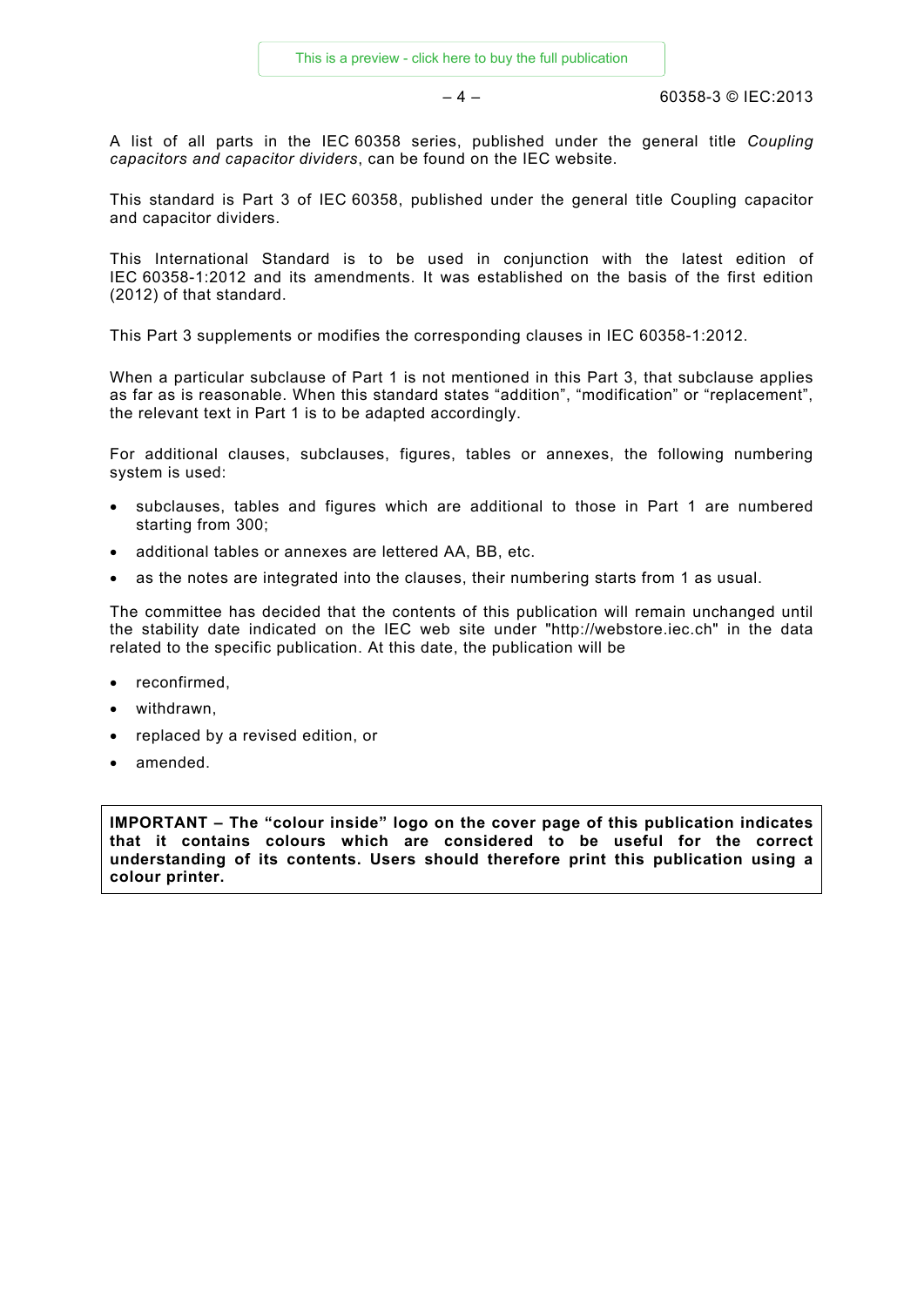A list of all parts in the IEC 60358 series, published under the general title *Coupling capacitors and capacitor dividers*, can be found on the IEC website.

This standard is Part 3 of IEC 60358, published under the general title Coupling capacitor and capacitor dividers.

This International Standard is to be used in conjunction with the latest edition of IEC 60358-1:2012 and its amendments. It was established on the basis of the first edition (2012) of that standard.

This Part 3 supplements or modifies the corresponding clauses in IEC 60358-1:2012.

When a particular subclause of Part 1 is not mentioned in this Part 3, that subclause applies as far as is reasonable. When this standard states "addition", "modification" or "replacement", the relevant text in Part 1 is to be adapted accordingly.

For additional clauses, subclauses, figures, tables or annexes, the following numbering system is used:

- subclauses, tables and figures which are additional to those in Part 1 are numbered starting from 300;
- additional tables or annexes are lettered AA, BB, etc.
- as the notes are integrated into the clauses, their numbering starts from 1 as usual.

The committee has decided that the contents of this publication will remain unchanged until the stability date indicated on the IEC web site under "http://webstore.iec.ch" in the data related to the specific publication. At this date, the publication will be

- reconfirmed,
- withdrawn,
- replaced by a revised edition, or
- amended.

**IMPORTANT – The "colour inside" logo on the cover page of this publication indicates that it contains colours which are considered to be useful for the correct understanding of its contents. Users should therefore print this publication using a colour printer.**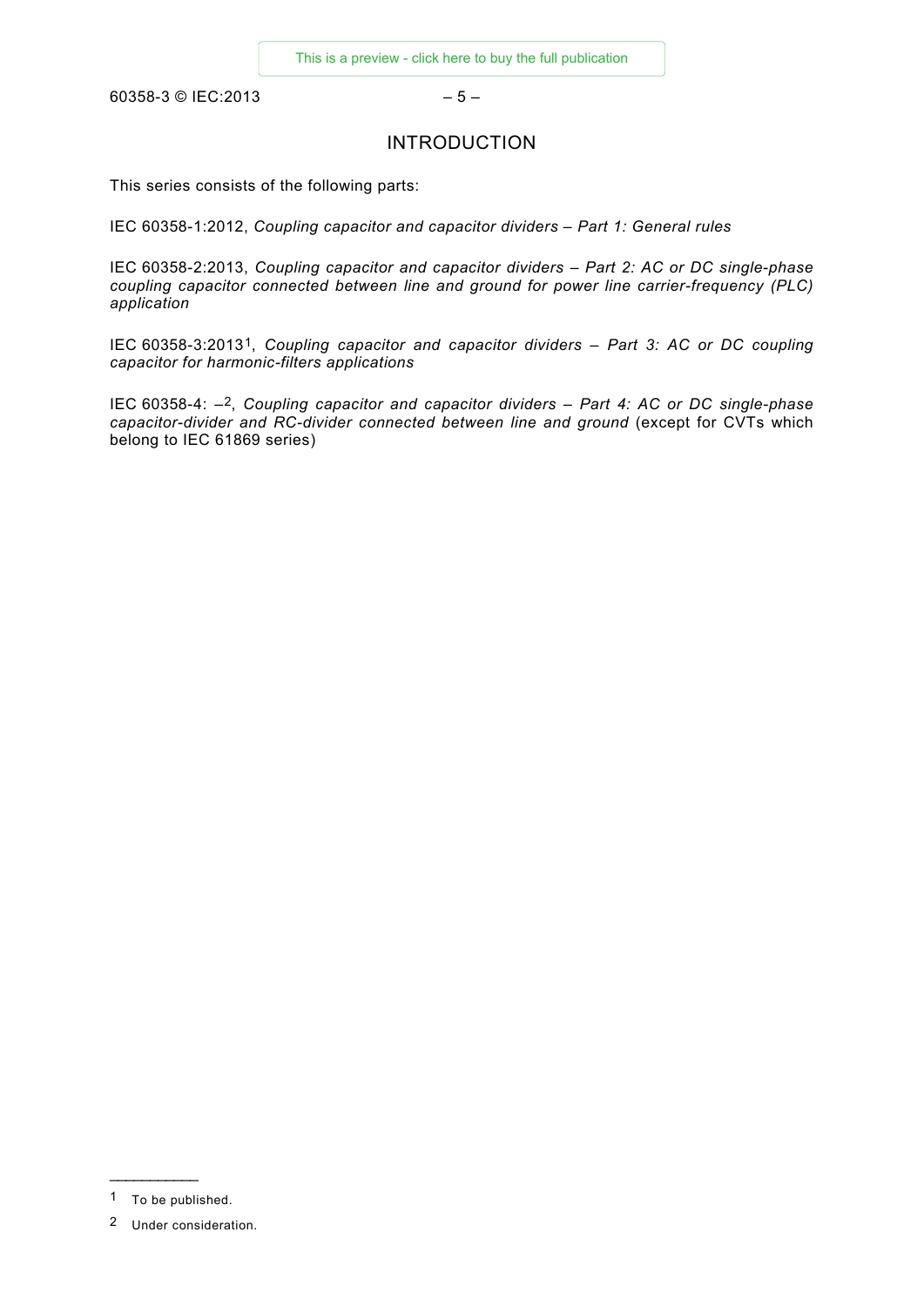# INTRODUCTION

This series consists of the following parts:

IEC 60358-1:2012, *Coupling capacitor and capacitor dividers – Part 1: General rules*

IEC 60358-2:2013, *Coupling capacitor and capacitor dividers – Part 2: AC or DC single-phase coupling capacitor connected between line and ground for power line carrier-frequency (PLC) application*

IEC 60358-3:2013[1], *Coupling capacitor and capacitor dividers – Part 3: AC or DC coupling capacitor for harmonic-filters applications*

IEC 60358-4: –[2], *Coupling capacitor and capacitor dividers – Part 4: AC or DC single-phase capacitor-divider and RC-divider connected between line and ground* (except for CVTs which belong to IEC 61869 series)

---

[1] To be published.

[2] Under consideration.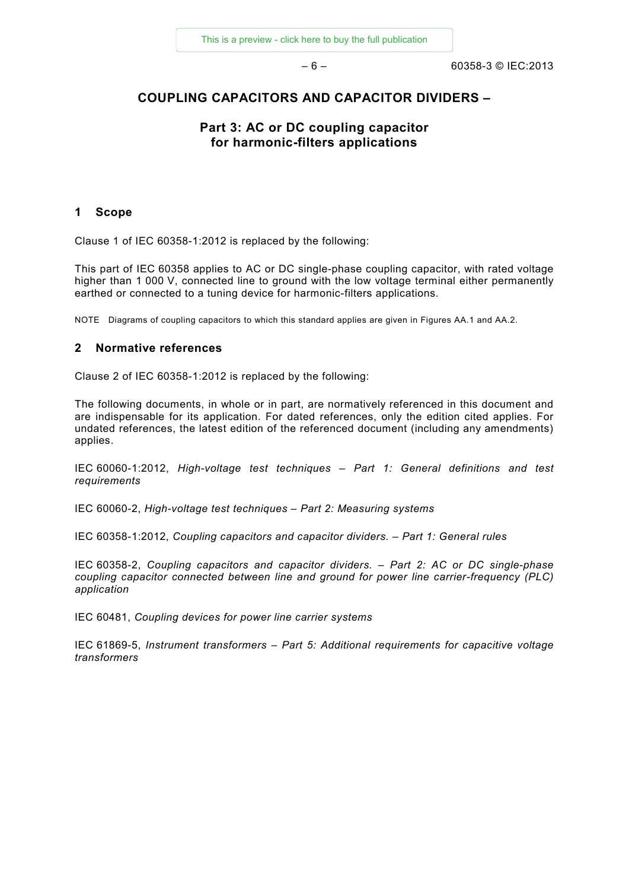# COUPLING CAPACITORS AND CAPACITOR DIVIDERS –

## Part 3: AC or DC coupling capacitor for harmonic-filters applications

## 1 Scope

Clause 1 of IEC 60358-1:2012 is replaced by the following:

This part of IEC 60358 applies to AC or DC single-phase coupling capacitor, with rated voltage higher than 1 000 V, connected line to ground with the low voltage terminal either permanently earthed or connected to a tuning device for harmonic-filters applications.

NOTE Diagrams of coupling capacitors to which this standard applies are given in Figures AA.1 and AA.2.

## 2 Normative references

Clause 2 of IEC 60358-1:2012 is replaced by the following:

The following documents, in whole or in part, are normatively referenced in this document and are indispensable for its application. For dated references, only the edition cited applies. For undated references, the latest edition of the referenced document (including any amendments) applies.

IEC 60060-1:2012, *High-voltage test techniques – Part 1: General definitions and test requirements*

IEC 60060-2, *High-voltage test techniques – Part 2: Measuring systems*

IEC 60358-1:2012, *Coupling capacitors and capacitor dividers. – Part 1: General rules*

IEC 60358-2, *Coupling capacitors and capacitor dividers. – Part 2: AC or DC single-phase coupling capacitor connected between line and ground for power line carrier-frequency (PLC) application*

IEC 60481, *Coupling devices for power line carrier systems*

IEC 61869-5, *Instrument transformers – Part 5: Additional requirements for capacitive voltage transformers*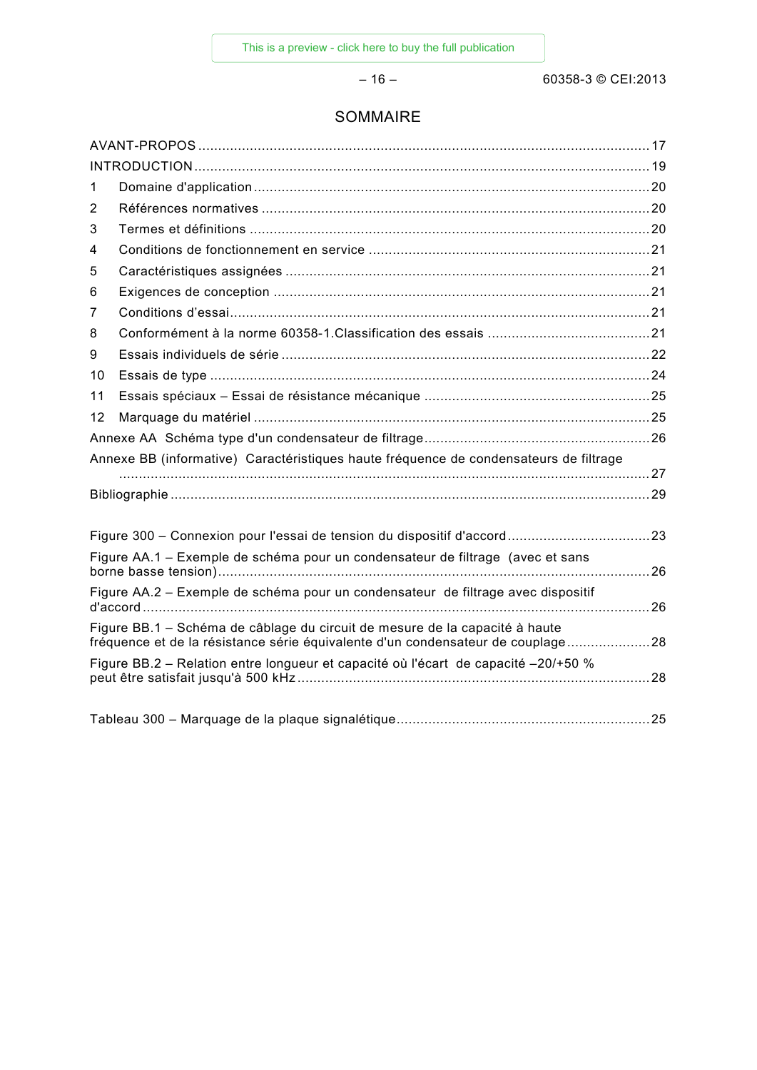# SOMMAIRE

AVANT-PROPOS ....... 17
INTRODUCTION ....... 19
1 Domaine d'application ....... 20
2 Références normatives ....... 20
3 Termes et définitions ....... 20
4 Conditions de fonctionnement en service ....... 21
5 Caractéristiques assignées ....... 21
6 Exigences de conception ....... 21
7 Conditions d'essai ....... 21
8 Conformément à la norme 60358-1.Classification des essais ....... 21
9 Essais individuels de série ....... 22
10 Essais de type ....... 24
11 Essais spéciaux – Essai de résistance mécanique ....... 25
12 Marquage du matériel ....... 25
Annexe AA Schéma type d'un condensateur de filtrage ....... 26
Annexe BB (informative) Caractéristiques haute fréquence de condensateurs de filtrage ....... 27
Bibliographie ....... 29

Figure 300 – Connexion pour l'essai de tension du dispositif d'accord ....... 23
Figure AA.1 – Exemple de schéma pour un condensateur de filtrage (avec et sans borne basse tension) ....... 26
Figure AA.2 – Exemple de schéma pour un condensateur de filtrage avec dispositif d'accord ....... 26
Figure BB.1 – Schéma de câblage du circuit de mesure de la capacité à haute fréquence et de la résistance série équivalente d'un condensateur de couplage ....... 28
Figure BB.2 – Relation entre longueur et capacité où l'écart de capacité –20/+50 % peut être satisfait jusqu'à 500 kHz ....... 28

Tableau 300 – Marquage de la plaque signalétique ....... 25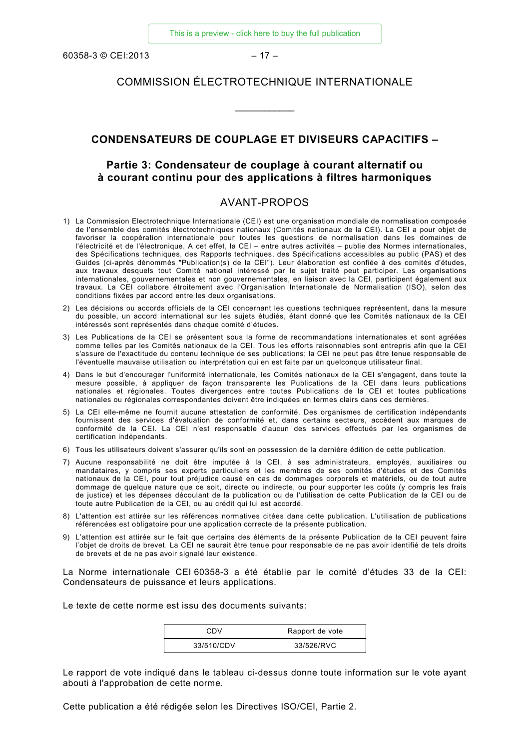# COMMISSION ÉLECTROTECHNIQUE INTERNATIONALE

___________

## CONDENSATEURS DE COUPLAGE ET DIVISEURS CAPACITIFS –

## Partie 3: Condensateur de couplage à courant alternatif ou à courant continu pour des applications à filtres harmoniques

## AVANT-PROPOS

1) La Commission Electrotechnique Internationale (CEI) est une organisation mondiale de normalisation composée de l'ensemble des comités électrotechniques nationaux (Comités nationaux de la CEI). La CEI a pour objet de favoriser la coopération internationale pour toutes les questions de normalisation dans les domaines de l'électricité et de l'électronique. A cet effet, la CEI – entre autres activités – publie des Normes internationales, des Spécifications techniques, des Rapports techniques, des Spécifications accessibles au public (PAS) et des Guides (ci-après dénommés "Publication(s) de la CEI"). Leur élaboration est confiée à des comités d'études, aux travaux desquels tout Comité national intéressé par le sujet traité peut participer. Les organisations internationales, gouvernementales et non gouvernementales, en liaison avec la CEI, participent également aux travaux. La CEI collabore étroitement avec l'Organisation Internationale de Normalisation (ISO), selon des conditions fixées par accord entre les deux organisations.
2) Les décisions ou accords officiels de la CEI concernant les questions techniques représentent, dans la mesure du possible, un accord international sur les sujets étudiés, étant donné que les Comités nationaux de la CEI intéressés sont représentés dans chaque comité d'études.
3) Les Publications de la CEI se présentent sous la forme de recommandations internationales et sont agréées comme telles par les Comités nationaux de la CEI. Tous les efforts raisonnables sont entrepris afin que la CEI s'assure de l'exactitude du contenu technique de ses publications; la CEI ne peut pas être tenue responsable de l'éventuelle mauvaise utilisation ou interprétation qui en est faite par un quelconque utilisateur final.
4) Dans le but d'encourager l'uniformité internationale, les Comités nationaux de la CEI s'engagent, dans toute la mesure possible, à appliquer de façon transparente les Publications de la CEI dans leurs publications nationales et régionales. Toutes divergences entre toutes Publications de la CEI et toutes publications nationales ou régionales correspondantes doivent être indiquées en termes clairs dans ces dernières.
5) La CEI elle-même ne fournit aucune attestation de conformité. Des organismes de certification indépendants fournissent des services d'évaluation de conformité et, dans certains secteurs, accèdent aux marques de conformité de la CEI. La CEI n'est responsable d'aucun des services effectués par les organismes de certification indépendants.
6) Tous les utilisateurs doivent s'assurer qu'ils sont en possession de la dernière édition de cette publication.
7) Aucune responsabilité ne doit être imputée à la CEI, à ses administrateurs, employés, auxiliaires ou mandataires, y compris ses experts particuliers et les membres de ses comités d'études et des Comités nationaux de la CEI, pour tout préjudice causé en cas de dommages corporels et matériels, ou de tout autre dommage de quelque nature que ce soit, directe ou indirecte, ou pour supporter les coûts (y compris les frais de justice) et les dépenses découlant de la publication ou de l'utilisation de cette Publication de la CEI ou de toute autre Publication de la CEI, ou au crédit qui lui est accordé.
8) L'attention est attirée sur les références normatives citées dans cette publication. L'utilisation de publications référencées est obligatoire pour une application correcte de la présente publication.
9) L'attention est attirée sur le fait que certains des éléments de la présente Publication de la CEI peuvent faire l'objet de droits de brevet. La CEI ne saurait être tenue pour responsable de ne pas avoir identifié de tels droits de brevets et de ne pas avoir signalé leur existence.

La Norme internationale CEI 60358-3 a été établie par le comité d'études 33 de la CEI: Condensateurs de puissance et leurs applications.

Le texte de cette norme est issu des documents suivants:

| CDV | Rapport de vote |
|---|---|
| 33/510/CDV | 33/526/RVC |

Le rapport de vote indiqué dans le tableau ci-dessus donne toute information sur le vote ayant abouti à l'approbation de cette norme.

Cette publication a été rédigée selon les Directives ISO/CEI, Partie 2.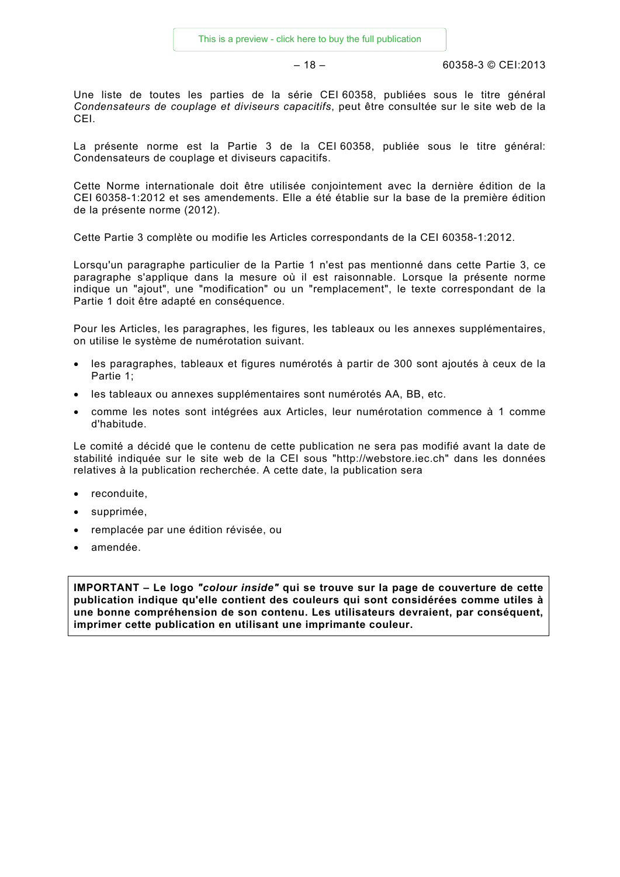Une liste de toutes les parties de la série CEI 60358, publiées sous le titre général *Condensateurs de couplage et diviseurs capacitifs*, peut être consultée sur le site web de la CEI.

La présente norme est la Partie 3 de la CEI 60358, publiée sous le titre général: Condensateurs de couplage et diviseurs capacitifs.

Cette Norme internationale doit être utilisée conjointement avec la dernière édition de la CEI 60358-1:2012 et ses amendements. Elle a été établie sur la base de la première édition de la présente norme (2012).

Cette Partie 3 complète ou modifie les Articles correspondants de la CEI 60358-1:2012.

Lorsqu'un paragraphe particulier de la Partie 1 n'est pas mentionné dans cette Partie 3, ce paragraphe s'applique dans la mesure où il est raisonnable. Lorsque la présente norme indique un "ajout", une "modification" ou un "remplacement", le texte correspondant de la Partie 1 doit être adapté en conséquence.

Pour les Articles, les paragraphes, les figures, les tableaux ou les annexes supplémentaires, on utilise le système de numérotation suivant.

- les paragraphes, tableaux et figures numérotés à partir de 300 sont ajoutés à ceux de la Partie 1;
- les tableaux ou annexes supplémentaires sont numérotés AA, BB, etc.
- comme les notes sont intégrées aux Articles, leur numérotation commence à 1 comme d'habitude.

Le comité a décidé que le contenu de cette publication ne sera pas modifié avant la date de stabilité indiquée sur le site web de la CEI sous "http://webstore.iec.ch" dans les données relatives à la publication recherchée. A cette date, la publication sera

- reconduite,
- supprimée,
- remplacée par une édition révisée, ou
- amendée.

**IMPORTANT – Le logo *"colour inside"* qui se trouve sur la page de couverture de cette publication indique qu'elle contient des couleurs qui sont considérées comme utiles à une bonne compréhension de son contenu. Les utilisateurs devraient, par conséquent, imprimer cette publication en utilisant une imprimante couleur.**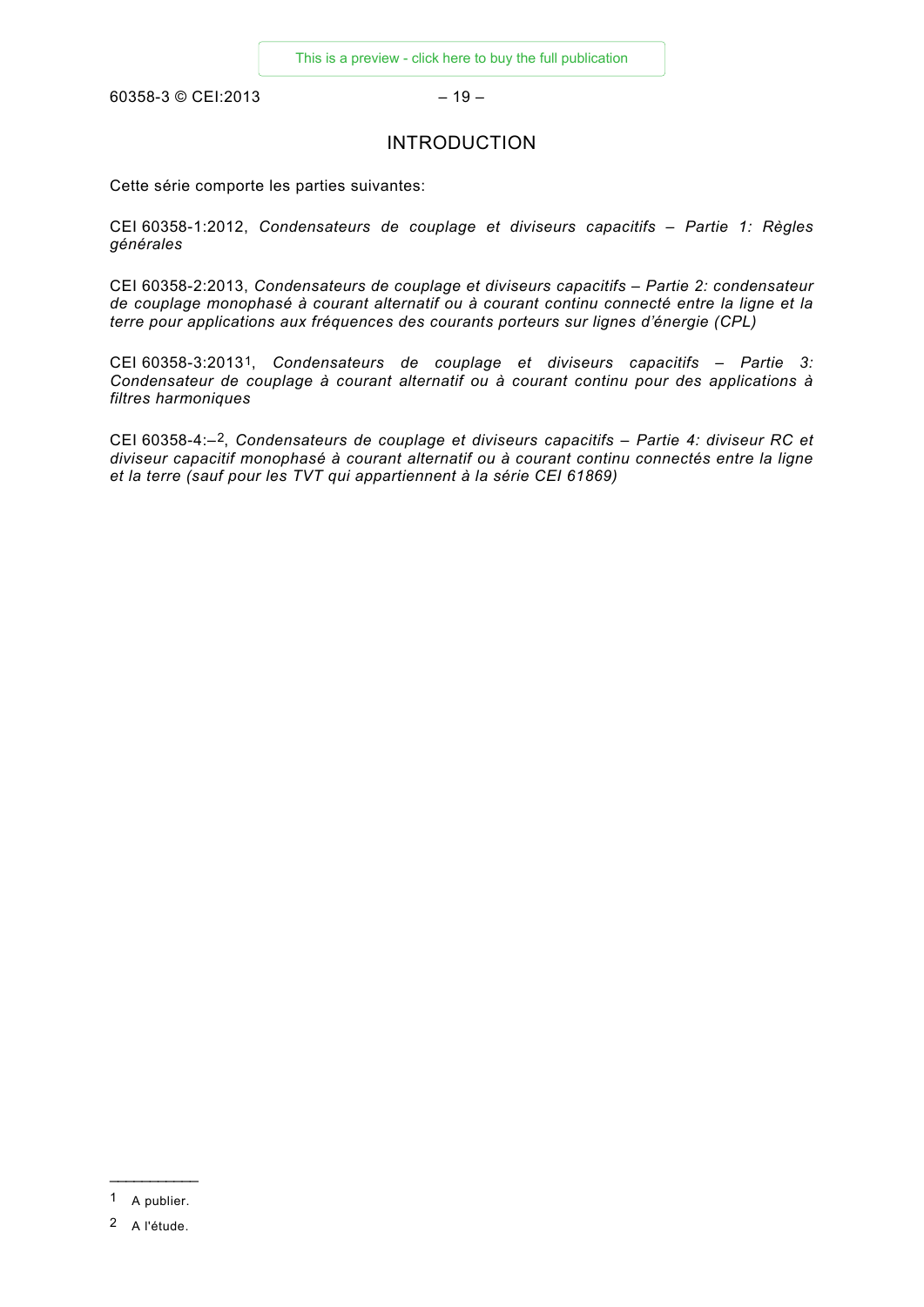# INTRODUCTION

Cette série comporte les parties suivantes:

CEI 60358-1:2012, *Condensateurs de couplage et diviseurs capacitifs – Partie 1: Règles générales*

CEI 60358-2:2013, *Condensateurs de couplage et diviseurs capacitifs – Partie 2: condensateur de couplage monophasé à courant alternatif ou à courant continu connecté entre la ligne et la terre pour applications aux fréquences des courants porteurs sur lignes d'énergie (CPL)*

CEI 60358-3:2013[1], *Condensateurs de couplage et diviseurs capacitifs – Partie 3: Condensateur de couplage à courant alternatif ou à courant continu pour des applications à filtres harmoniques*

CEI 60358-4:–[2], *Condensateurs de couplage et diviseurs capacitifs – Partie 4: diviseur RC et diviseur capacitif monophasé à courant alternatif ou à courant continu connectés entre la ligne et la terre (sauf pour les TVT qui appartiennent à la série CEI 61869)*

---

[1] A publier.

[2] A l'étude.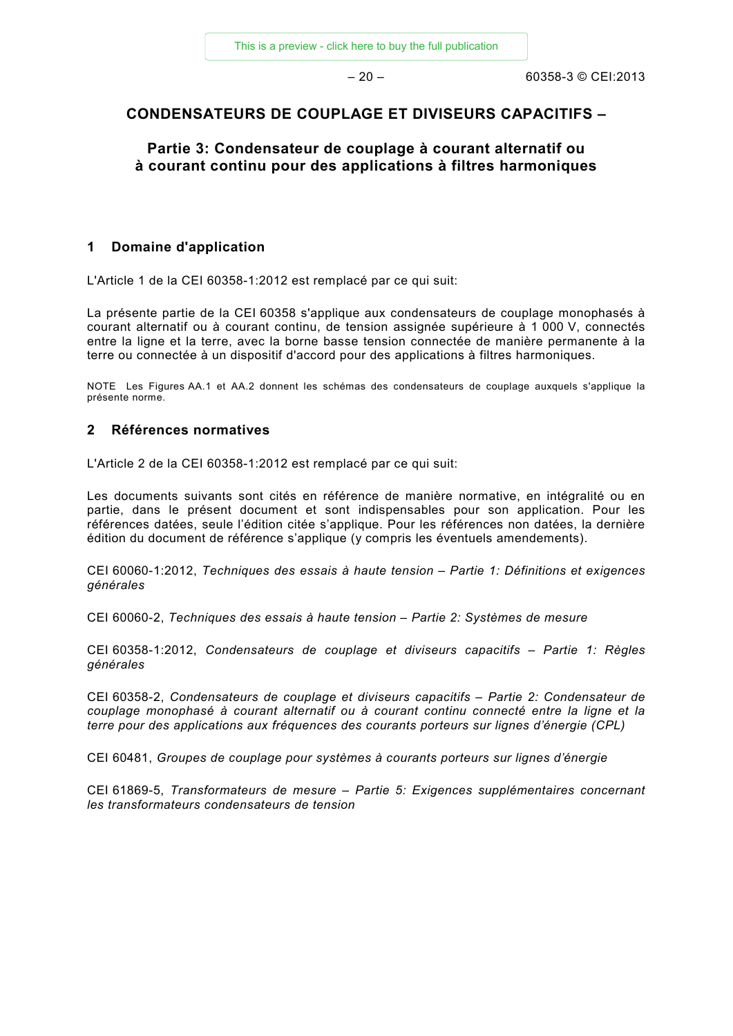# CONDENSATEURS DE COUPLAGE ET DIVISEURS CAPACITIFS –

## Partie 3: Condensateur de couplage à courant alternatif ou à courant continu pour des applications à filtres harmoniques

### 1 Domaine d'application

L'Article 1 de la CEI 60358-1:2012 est remplacé par ce qui suit:

La présente partie de la CEI 60358 s'applique aux condensateurs de couplage monophasés à courant alternatif ou à courant continu, de tension assignée supérieure à 1 000 V, connectés entre la ligne et la terre, avec la borne basse tension connectée de manière permanente à la terre ou connectée à un dispositif d'accord pour des applications à filtres harmoniques.

NOTE Les Figures AA.1 et AA.2 donnent les schémas des condensateurs de couplage auxquels s'applique la présente norme.

### 2 Références normatives

L'Article 2 de la CEI 60358-1:2012 est remplacé par ce qui suit:

Les documents suivants sont cités en référence de manière normative, en intégralité ou en partie, dans le présent document et sont indispensables pour son application. Pour les références datées, seule l'édition citée s'applique. Pour les références non datées, la dernière édition du document de référence s'applique (y compris les éventuels amendements).

CEI 60060-1:2012, *Techniques des essais à haute tension – Partie 1: Définitions et exigences générales*

CEI 60060-2, *Techniques des essais à haute tension – Partie 2: Systèmes de mesure*

CEI 60358-1:2012, *Condensateurs de couplage et diviseurs capacitifs – Partie 1: Règles générales*

CEI 60358-2, *Condensateurs de couplage et diviseurs capacitifs – Partie 2: Condensateur de couplage monophasé à courant alternatif ou à courant continu connecté entre la ligne et la terre pour des applications aux fréquences des courants porteurs sur lignes d'énergie (CPL)*

CEI 60481, *Groupes de couplage pour systèmes à courants porteurs sur lignes d'énergie*

CEI 61869-5, *Transformateurs de mesure – Partie 5: Exigences supplémentaires concernant les transformateurs condensateurs de tension*